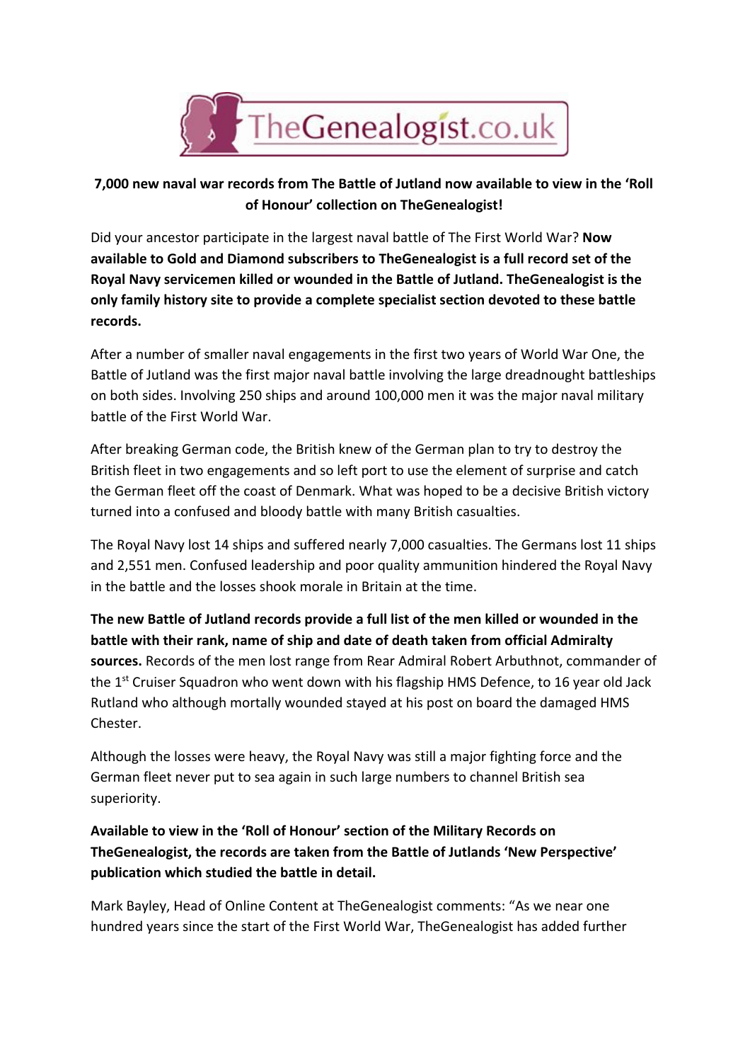**7,000 new naval war records from The Battle of Jutland now available to view in the 'Roll of Honour' collection on TheGenealogist!**

Did your ancestor participate in the largest naval battle of The First World War? **Now available to Gold and Diamond subscribers to TheGenealogist is a full record set of the Royal Navy servicemen killed or wounded in the Battle of Jutland. TheGenealogist is the only family history site to provide a complete specialist section devoted to these battle records.**

After a number of smaller naval engagements in the first two years of World War One, the Battle of Jutland was the first major naval battle involving the large dreadnought battleships on both sides. Involving 250 ships and around 100,000 men it was the major naval military battle of the First World War.

After breaking German code, the British knew of the German plan to try to destroy the British fleet in two engagements and so left port to use the element of surprise and catch the German fleet off the coast of Denmark. What was hoped to be a decisive British victory turned into a confused and bloody battle with many British casualties.

The Royal Navy lost 14 ships and suffered nearly 7,000 casualties. The Germans lost 11 ships and 2,551 men. Confused leadership and poor quality ammunition hindered the Royal Navy in the battle and the losses shook morale in Britain at the time.

**The new Battle of Jutland records provide a full list of the men killed or wounded in the battle with their rank, name of ship and date of death taken from official Admiralty sources.** Records of the men lost range from Rear Admiral Robert Arbuthnot, commander of the 1st Cruiser Squadron who went down with his flagship HMS Defence, to 16 year old Jack Rutland who although mortally wounded stayed at his post on board the damaged HMS Chester.

Although the losses were heavy, the Royal Navy was still a major fighting force and the German fleet never put to sea again in such large numbers to channel British sea superiority.

**Available to view in the 'Roll of Honour' section of the Military Records on TheGenealogist, the records are taken from the Battle of Jutlands 'New Perspective' publication which studied the battle in detail.**

Mark Bayley, Head of Online Content at TheGenealogist comments: "As we near one hundred years since the start of the First World War, TheGenealogist has added further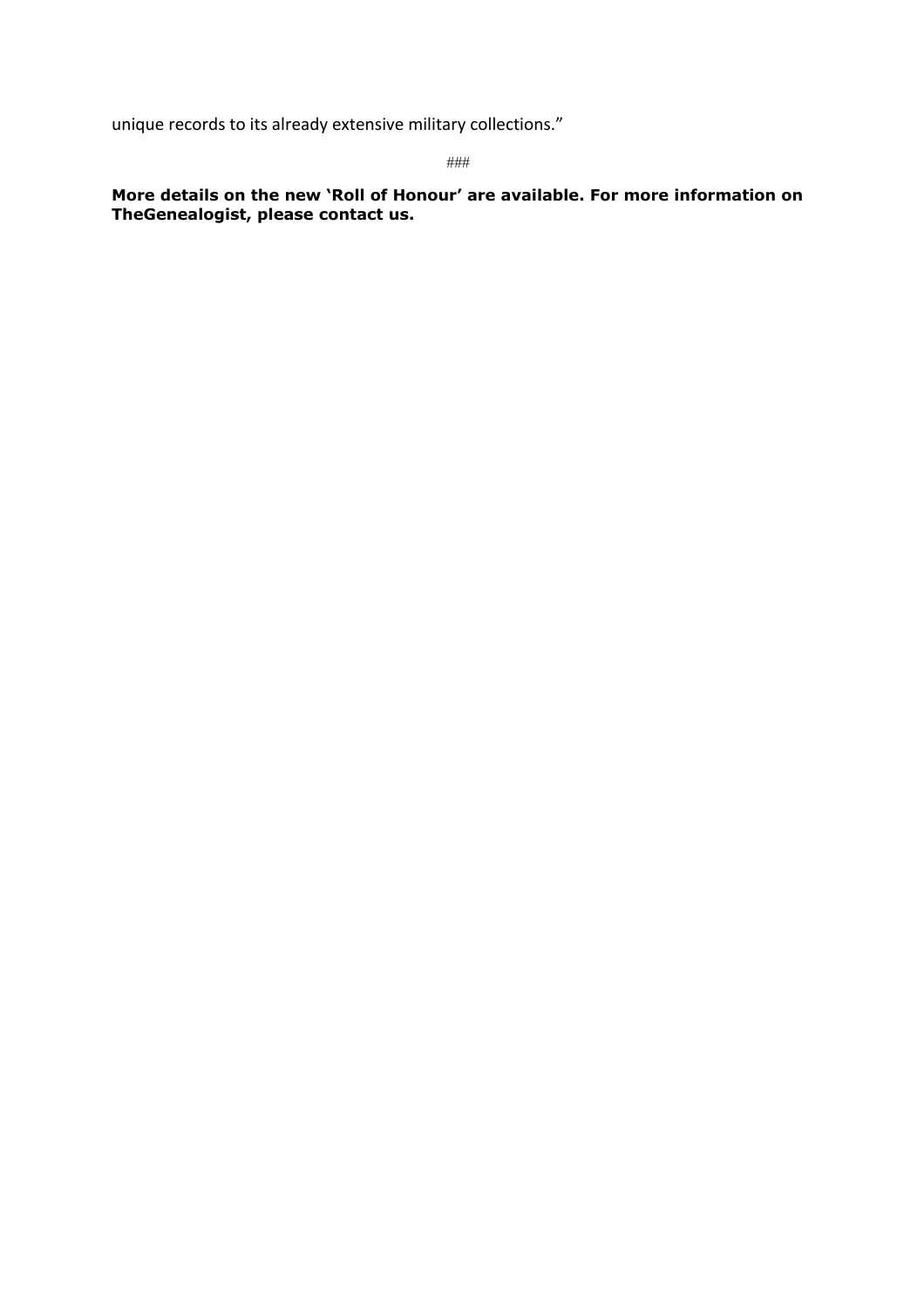unique records to its already extensive military collections."

###

**More details on the new 'Roll of Honour' are available. For more information on TheGenealogist, please contact us.**